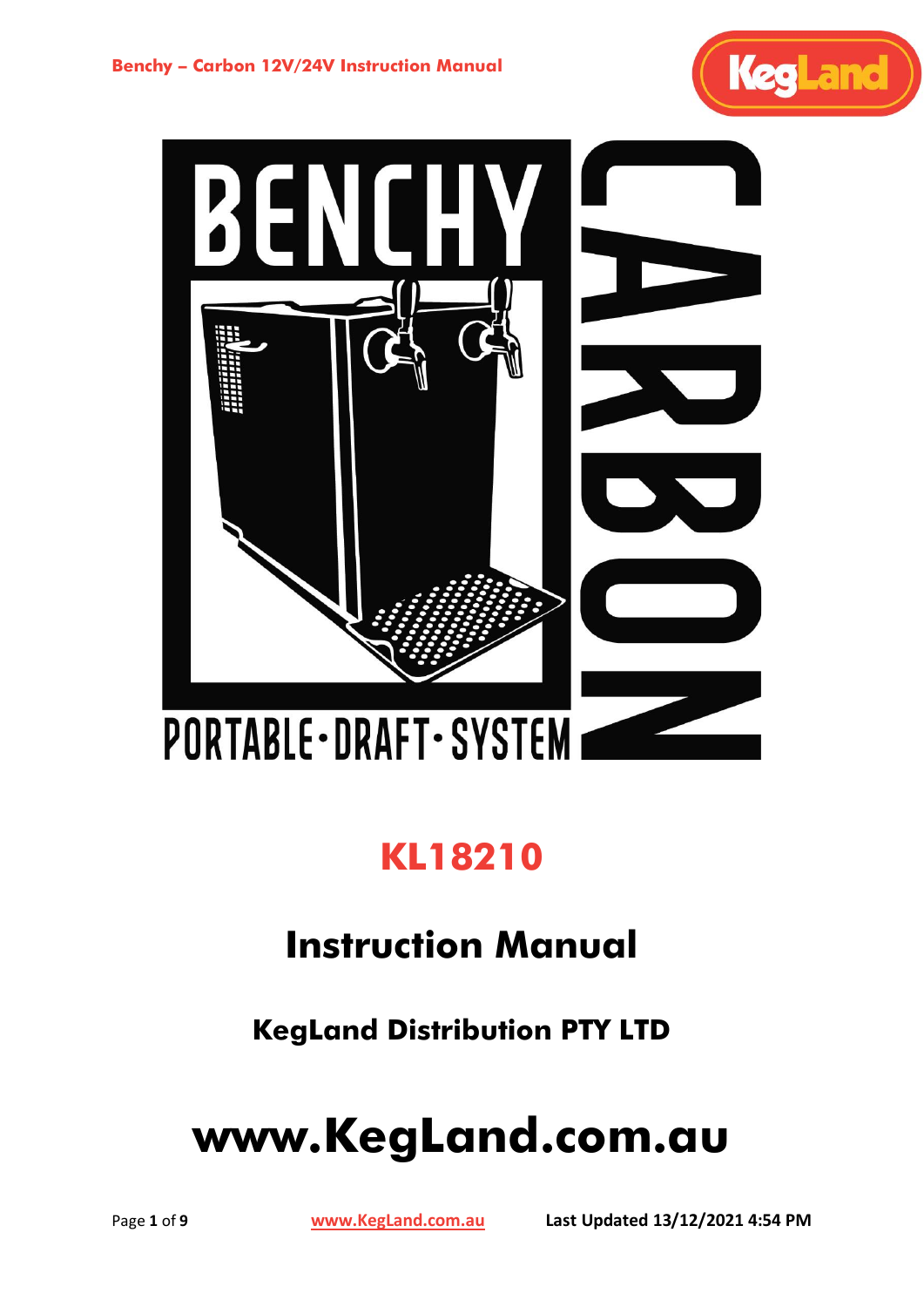# BENCHY CARBON

PORTABLE·DRAFT·SYSTEM

## KL18210

## Instruction Manual

### KegLand Distribution PTY LTD

# www.KegLand.com.au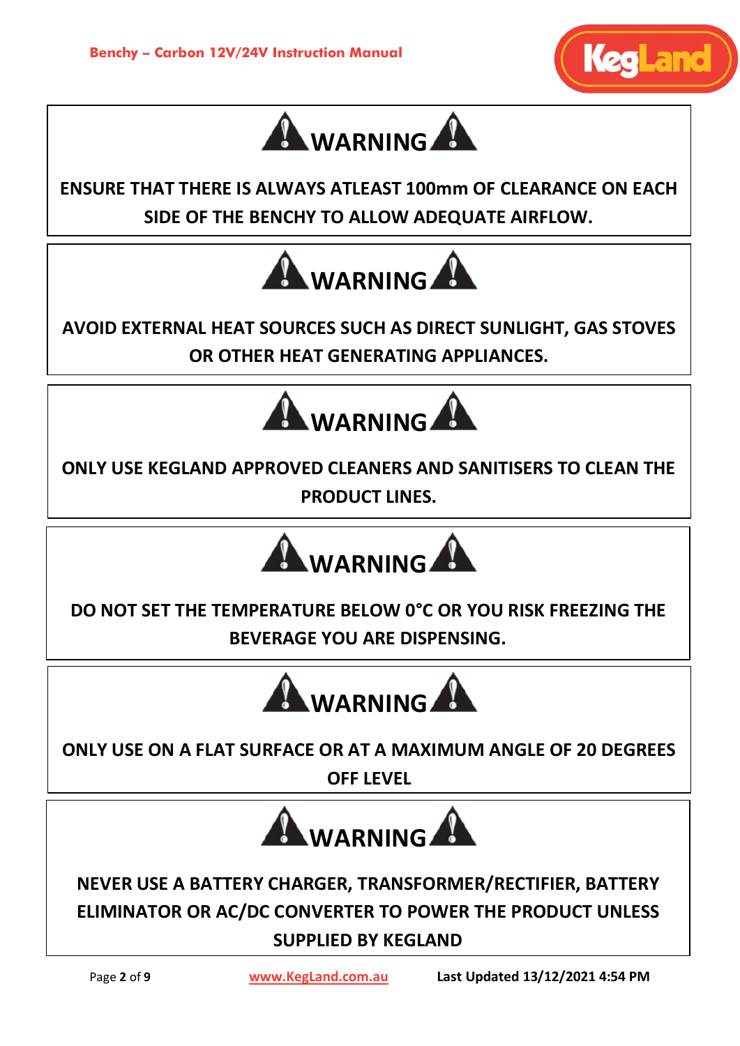## WARNING

**ENSURE THAT THERE IS ALWAYS ATLEAST 100mm OF CLEARANCE ON EACH SIDE OF THE BENCHY TO ALLOW ADEQUATE AIRFLOW.**

## WARNING

**AVOID EXTERNAL HEAT SOURCES SUCH AS DIRECT SUNLIGHT, GAS STOVES OR OTHER HEAT GENERATING APPLIANCES.**

## WARNING

**ONLY USE KEGLAND APPROVED CLEANERS AND SANITISERS TO CLEAN THE PRODUCT LINES.**

## WARNING

**DO NOT SET THE TEMPERATURE BELOW 0°C OR YOU RISK FREEZING THE BEVERAGE YOU ARE DISPENSING.**

## WARNING

**ONLY USE ON A FLAT SURFACE OR AT A MAXIMUM ANGLE OF 20 DEGREES OFF LEVEL**

## WARNING

**NEVER USE A BATTERY CHARGER, TRANSFORMER/RECTIFIER, BATTERY ELIMINATOR OR AC/DC CONVERTER TO POWER THE PRODUCT UNLESS SUPPLIED BY KEGLAND**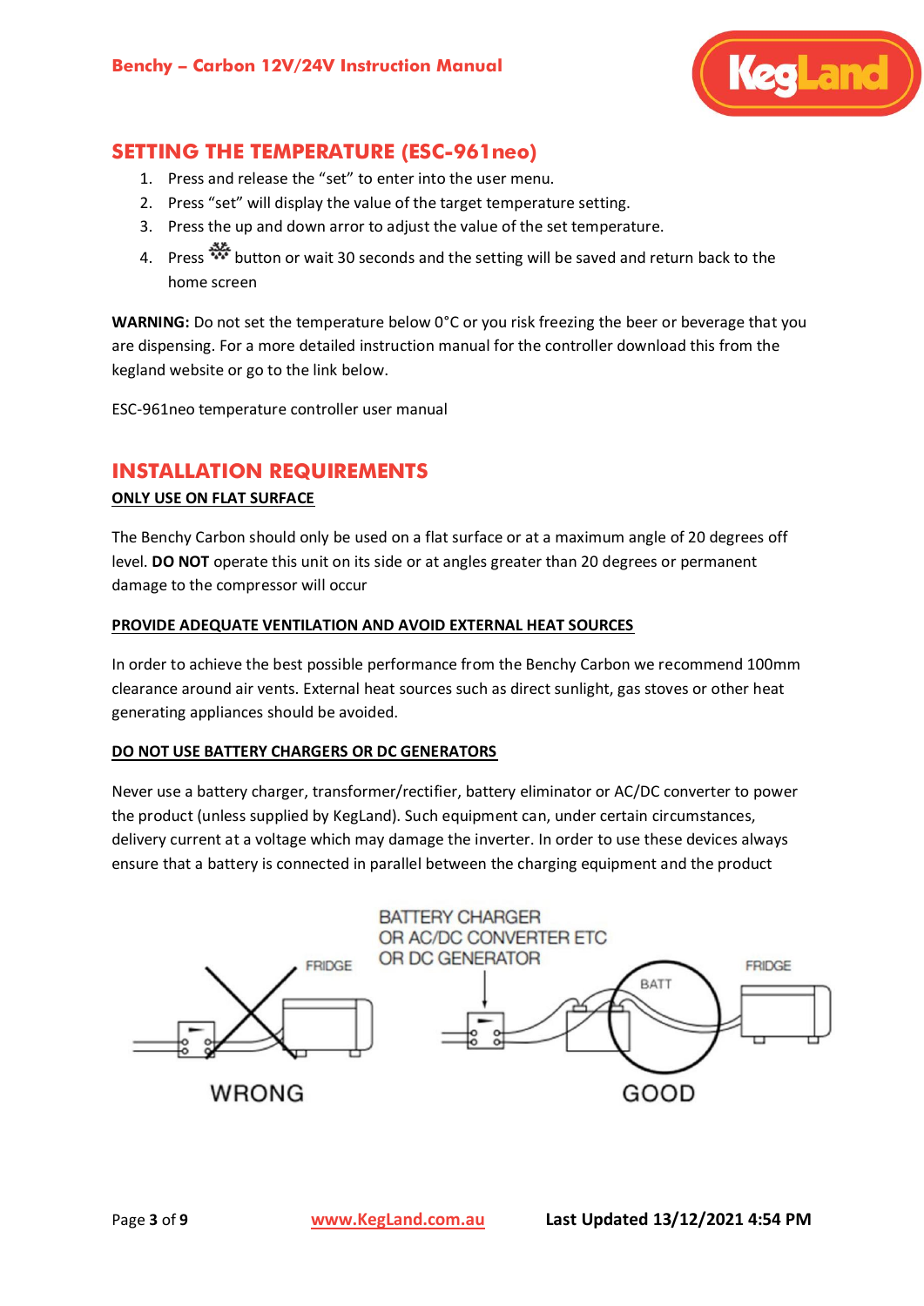## SETTING THE TEMPERATURE (ESC-961neo)

1. Press and release the “set” to enter into the user menu.
2. Press “set” will display the value of the target temperature setting.
3. Press the up and down arror to adjust the value of the set temperature.
4. Press ❄ button or wait 30 seconds and the setting will be saved and return back to the home screen

**WARNING:** Do not set the temperature below 0°C or you risk freezing the beer or beverage that you are dispensing. For a more detailed instruction manual for the controller download this from the kegland website or go to the link below.

ESC-961neo temperature controller user manual

## INSTALLATION REQUIREMENTS

**ONLY USE ON FLAT SURFACE**

The Benchy Carbon should only be used on a flat surface or at a maximum angle of 20 degrees off level. **DO NOT** operate this unit on its side or at angles greater than 20 degrees or permanent damage to the compressor will occur

**PROVIDE ADEQUATE VENTILATION AND AVOID EXTERNAL HEAT SOURCES**

In order to achieve the best possible performance from the Benchy Carbon we recommend 100mm clearance around air vents. External heat sources such as direct sunlight, gas stoves or other heat generating appliances should be avoided.

**DO NOT USE BATTERY CHARGERS OR DC GENERATORS**

Never use a battery charger, transformer/rectifier, battery eliminator or AC/DC converter to power the product (unless supplied by KegLand). Such equipment can, under certain circumstances, delivery current at a voltage which may damage the inverter. In order to use these devices always ensure that a battery is connected in parallel between the charging equipment and the product

FRIDGE

WRONG

BATTERY CHARGER
OR AC/DC CONVERTER ETC
OR DC GENERATOR

BATT

FRIDGE

GOOD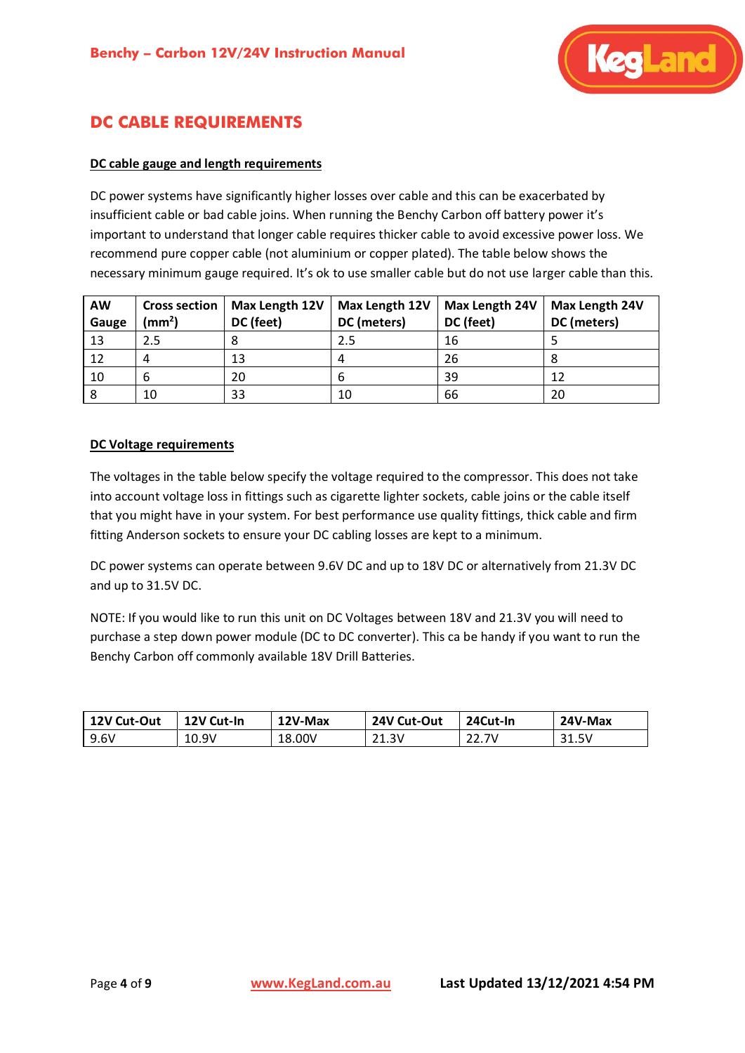## DC CABLE REQUIREMENTS

**DC cable gauge and length requirements**

DC power systems have significantly higher losses over cable and this can be exacerbated by insufficient cable or bad cable joins. When running the Benchy Carbon off battery power it's important to understand that longer cable requires thicker cable to avoid excessive power loss. We recommend pure copper cable (not aluminium or copper plated). The table below shows the necessary minimum gauge required. It's ok to use smaller cable but do not use larger cable than this.

| AW Gauge | Cross section ($mm^2$) | Max Length 12V DC (feet) | Max Length 12V DC (meters) | Max Length 24V DC (feet) | Max Length 24V DC (meters) |
|---|---|---|---|---|---|
| 13 | 2.5 | 8 | 2.5 | 16 | 5 |
| 12 | 4 | 13 | 4 | 26 | 8 |
| 10 | 6 | 20 | 6 | 39 | 12 |
| 8 | 10 | 33 | 10 | 66 | 20 |

**DC Voltage requirements**

The voltages in the table below specify the voltage required to the compressor. This does not take into account voltage loss in fittings such as cigarette lighter sockets, cable joins or the cable itself that you might have in your system. For best performance use quality fittings, thick cable and firm fitting Anderson sockets to ensure your DC cabling losses are kept to a minimum.

DC power systems can operate between 9.6V DC and up to 18V DC or alternatively from 21.3V DC and up to 31.5V DC.

NOTE: If you would like to run this unit on DC Voltages between 18V and 21.3V you will need to purchase a step down power module (DC to DC converter). This ca be handy if you want to run the Benchy Carbon off commonly available 18V Drill Batteries.

| 12V Cut-Out | 12V Cut-In | 12V-Max | 24V Cut-Out | 24Cut-In | 24V-Max |
|---|---|---|---|---|---|
| 9.6V | 10.9V | 18.00V | 21.3V | 22.7V | 31.5V |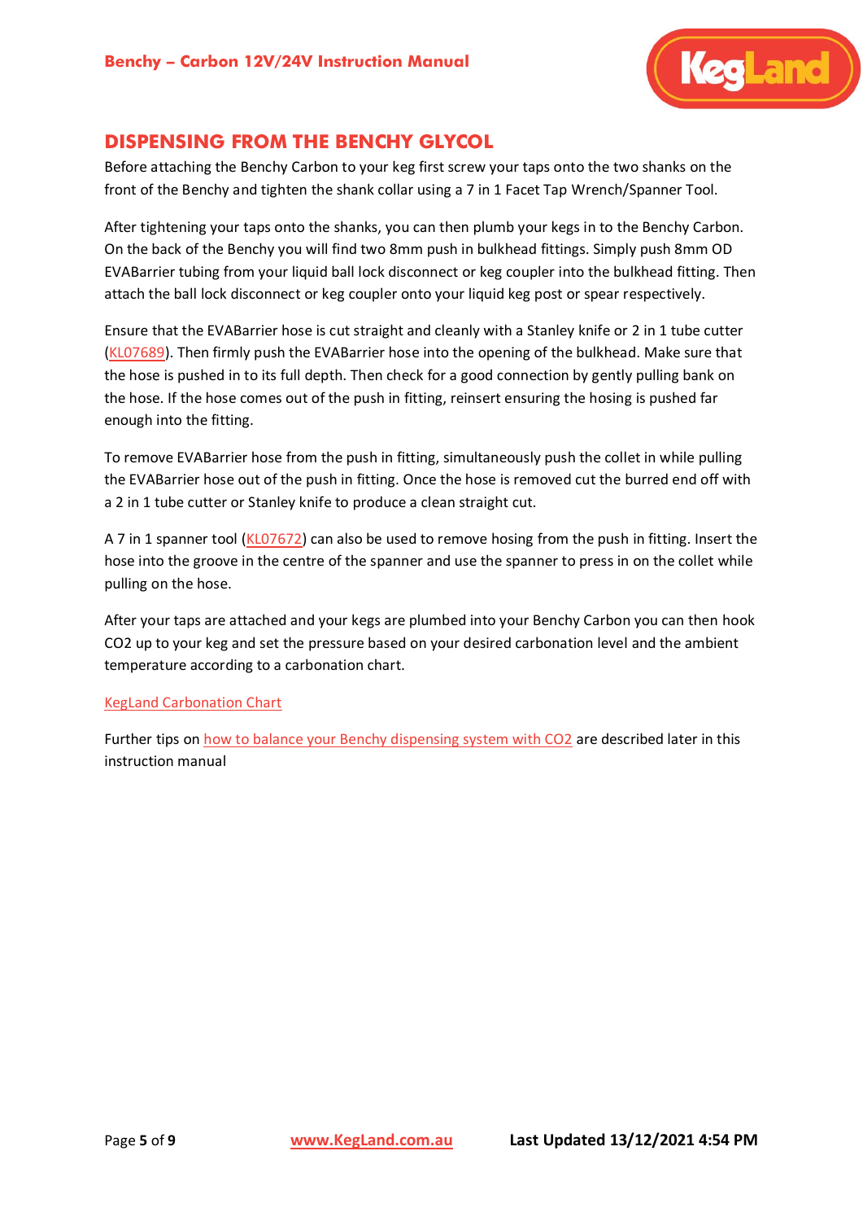## DISPENSING FROM THE BENCHY GLYCOL

Before attaching the Benchy Carbon to your keg first screw your taps onto the two shanks on the front of the Benchy and tighten the shank collar using a 7 in 1 Facet Tap Wrench/Spanner Tool.

After tightening your taps onto the shanks, you can then plumb your kegs in to the Benchy Carbon. On the back of the Benchy you will find two 8mm push in bulkhead fittings. Simply push 8mm OD EVABarrier tubing from your liquid ball lock disconnect or keg coupler into the bulkhead fitting. Then attach the ball lock disconnect or keg coupler onto your liquid keg post or spear respectively.

Ensure that the EVABarrier hose is cut straight and cleanly with a Stanley knife or 2 in 1 tube cutter (KL07689). Then firmly push the EVABarrier hose into the opening of the bulkhead. Make sure that the hose is pushed in to its full depth. Then check for a good connection by gently pulling bank on the hose. If the hose comes out of the push in fitting, reinsert ensuring the hosing is pushed far enough into the fitting.

To remove EVABarrier hose from the push in fitting, simultaneously push the collet in while pulling the EVABarrier hose out of the push in fitting. Once the hose is removed cut the burred end off with a 2 in 1 tube cutter or Stanley knife to produce a clean straight cut.

A 7 in 1 spanner tool (KL07672) can also be used to remove hosing from the push in fitting. Insert the hose into the groove in the centre of the spanner and use the spanner to press in on the collet while pulling on the hose.

After your taps are attached and your kegs are plumbed into your Benchy Carbon you can then hook CO2 up to your keg and set the pressure based on your desired carbonation level and the ambient temperature according to a carbonation chart.

KegLand Carbonation Chart

Further tips on how to balance your Benchy dispensing system with CO2 are described later in this instruction manual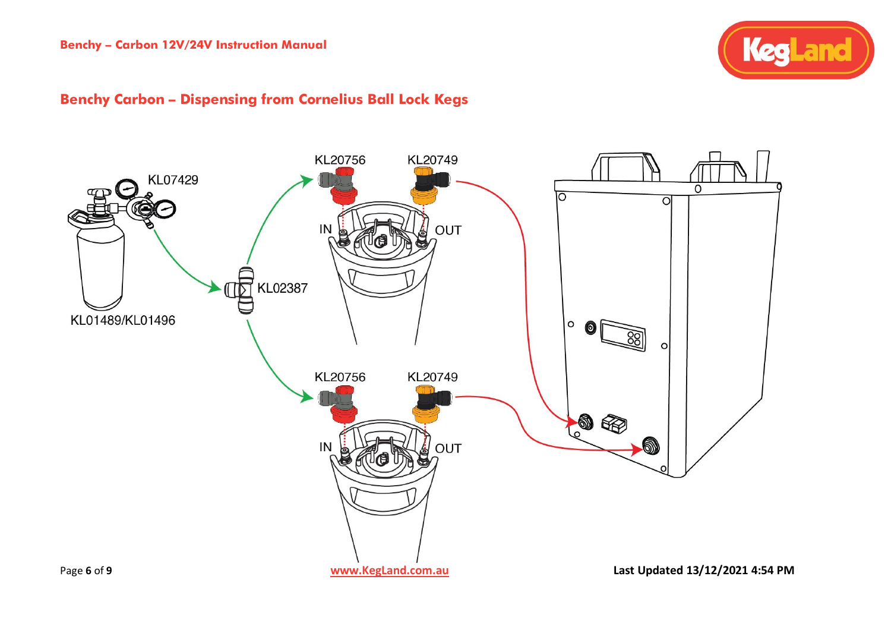## Benchy Carbon – Dispensing from Cornelius Ball Lock Kegs

KL07429

KL01489/KL01496

KL02387

KL20756

KL20749

IN

OUT

KL20756

KL20749

IN

OUT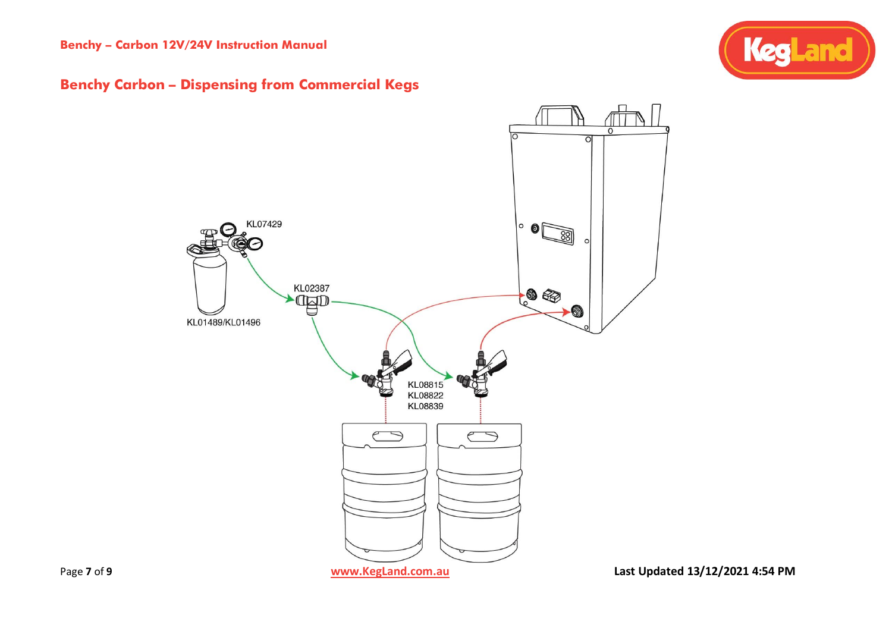## Benchy Carbon – Dispensing from Commercial Kegs

KL07429

KL01489/KL01496

KL02387

KL08815
KL08822
KL08839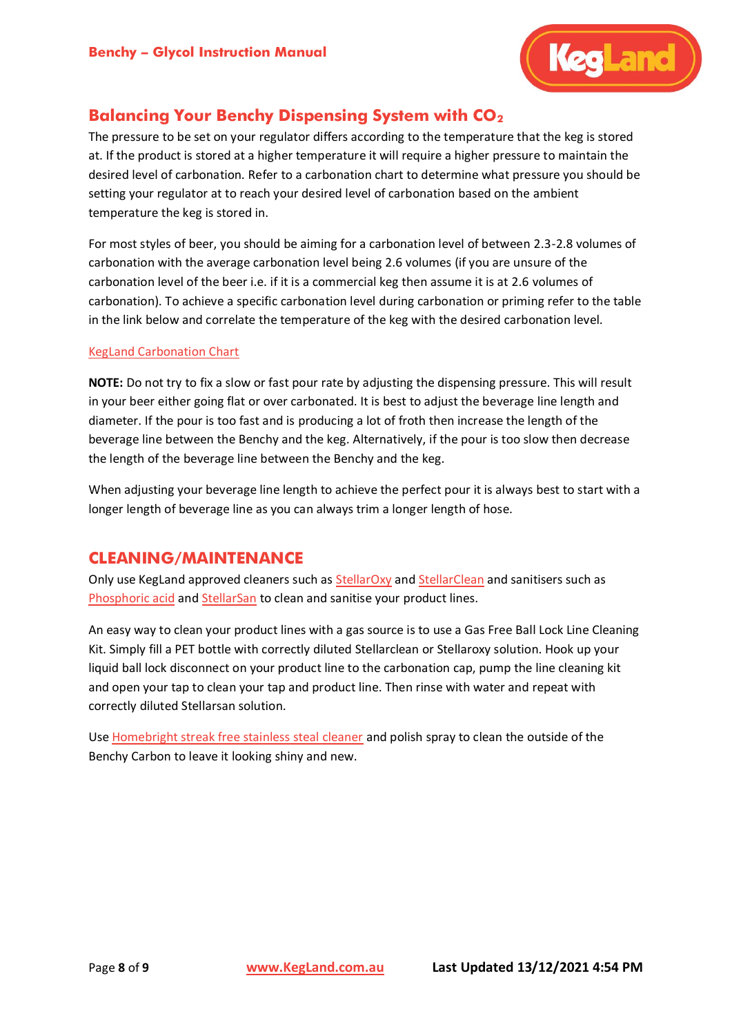## Balancing Your Benchy Dispensing System with $CO_2$

The pressure to be set on your regulator differs according to the temperature that the keg is stored at. If the product is stored at a higher temperature it will require a higher pressure to maintain the desired level of carbonation. Refer to a carbonation chart to determine what pressure you should be setting your regulator at to reach your desired level of carbonation based on the ambient temperature the keg is stored in.

For most styles of beer, you should be aiming for a carbonation level of between 2.3-2.8 volumes of carbonation with the average carbonation level being 2.6 volumes (if you are unsure of the carbonation level of the beer i.e. if it is a commercial keg then assume it is at 2.6 volumes of carbonation). To achieve a specific carbonation level during carbonation or priming refer to the table in the link below and correlate the temperature of the keg with the desired carbonation level.

KegLand Carbonation Chart

**NOTE:** Do not try to fix a slow or fast pour rate by adjusting the dispensing pressure. This will result in your beer either going flat or over carbonated. It is best to adjust the beverage line length and diameter. If the pour is too fast and is producing a lot of froth then increase the length of the beverage line between the Benchy and the keg. Alternatively, if the pour is too slow then decrease the length of the beverage line between the Benchy and the keg.

When adjusting your beverage line length to achieve the perfect pour it is always best to start with a longer length of beverage line as you can always trim a longer length of hose.

## CLEANING/MAINTENANCE

Only use KegLand approved cleaners such as StellarOxy and StellarClean and sanitisers such as Phosphoric acid and StellarSan to clean and sanitise your product lines.

An easy way to clean your product lines with a gas source is to use a Gas Free Ball Lock Line Cleaning Kit. Simply fill a PET bottle with correctly diluted Stellarclean or Stellaroxy solution. Hook up your liquid ball lock disconnect on your product line to the carbonation cap, pump the line cleaning kit and open your tap to clean your tap and product line. Then rinse with water and repeat with correctly diluted Stellarsan solution.

Use Homebright streak free stainless steal cleaner and polish spray to clean the outside of the Benchy Carbon to leave it looking shiny and new.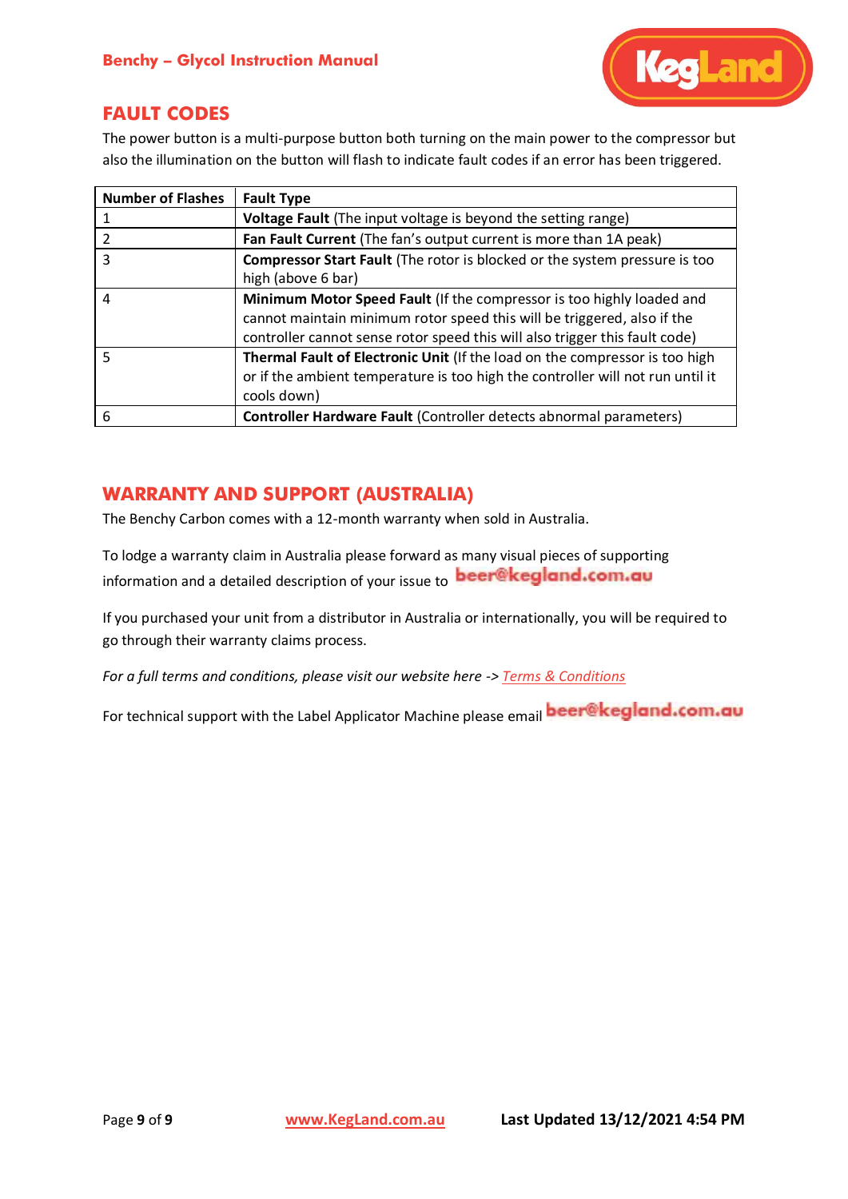## FAULT CODES

The power button is a multi-purpose button both turning on the main power to the compressor but also the illumination on the button will flash to indicate fault codes if an error has been triggered.

| Number of Flashes | Fault Type |
|---|---|
| 1 | **Voltage Fault** (The input voltage is beyond the setting range) |
| 2 | **Fan Fault Current** (The fan's output current is more than 1A peak) |
| 3 | **Compressor Start Fault** (The rotor is blocked or the system pressure is too high (above 6 bar) |
| 4 | **Minimum Motor Speed Fault** (If the compressor is too highly loaded and cannot maintain minimum rotor speed this will be triggered, also if the controller cannot sense rotor speed this will also trigger this fault code) |
| 5 | **Thermal Fault of Electronic Unit** (If the load on the compressor is too high or if the ambient temperature is too high the controller will not run until it cools down) |
| 6 | **Controller Hardware Fault** (Controller detects abnormal parameters) |

## WARRANTY AND SUPPORT (AUSTRALIA)

The Benchy Carbon comes with a 12-month warranty when sold in Australia.

To lodge a warranty claim in Australia please forward as many visual pieces of supporting information and a detailed description of your issue to beer@kegland.com.au

If you purchased your unit from a distributor in Australia or internationally, you will be required to go through their warranty claims process.

*For a full terms and conditions, please visit our website here -> Terms & Conditions*

For technical support with the Label Applicator Machine please email beer@kegland.com.au